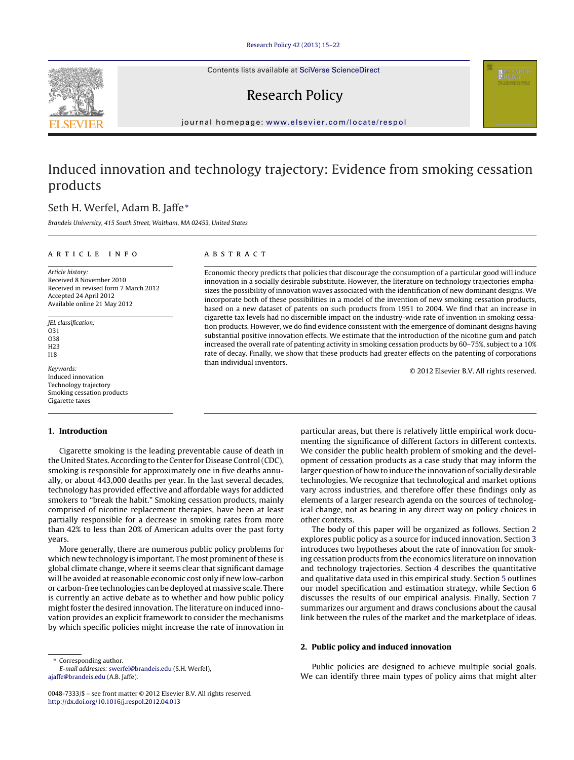# Induced innovation and technology trajectory: Evidence from smoking cessation products

Seth H. Werfel, Adam B. Jaffe*

*Brandeis University, 415 South Street, Waltham, MA 02453, United States*

## ARTICLE INFO

*Article history:*
Received 8 November 2010
Received in revised form 7 March 2012
Accepted 24 April 2012
Available online 21 May 2012

*JEL classification:*
O31
O38
H23
I18

*Keywords:*
Induced innovation
Technology trajectory
Smoking cessation products
Cigarette taxes

## ABSTRACT

Economic theory predicts that policies that discourage the consumption of a particular good will induce innovation in a socially desirable substitute. However, the literature on technology trajectories emphasizes the possibility of innovation waves associated with the identification of new dominant designs. We incorporate both of these possibilities in a model of the invention of new smoking cessation products, based on a new dataset of patents on such products from 1951 to 2004. We find that an increase in cigarette tax levels had no discernible impact on the industry-wide rate of invention in smoking cessation products. However, we do find evidence consistent with the emergence of dominant designs having substantial positive innovation effects. We estimate that the introduction of the nicotine gum and patch increased the overall rate of patenting activity in smoking cessation products by 60–75%, subject to a 10% rate of decay. Finally, we show that these products had greater effects on the patenting of corporations than individual inventors.

© 2012 Elsevier B.V. All rights reserved.

## 1. Introduction

Cigarette smoking is the leading preventable cause of death in the United States. According to the Center for Disease Control (CDC), smoking is responsible for approximately one in five deaths annually, or about 443,000 deaths per year. In the last several decades, technology has provided effective and affordable ways for addicted smokers to "break the habit." Smoking cessation products, mainly comprised of nicotine replacement therapies, have been at least partially responsible for a decrease in smoking rates from more than 42% to less than 20% of American adults over the past forty years.

More generally, there are numerous public policy problems for which new technology is important. The most prominent of these is global climate change, where it seems clear that significant damage will be avoided at reasonable economic cost only if new low-carbon or carbon-free technologies can be deployed at massive scale. There is currently an active debate as to whether and how public policy might foster the desired innovation. The literature on induced innovation provides an explicit framework to consider the mechanisms by which specific policies might increase the rate of innovation in particular areas, but there is relatively little empirical work documenting the significance of different factors in different contexts. We consider the public health problem of smoking and the development of cessation products as a case study that may inform the larger question of how to induce the innovation of socially desirable technologies. We recognize that technological and market options vary across industries, and therefore offer these findings only as elements of a larger research agenda on the sources of technological change, not as bearing in any direct way on policy choices in other contexts.

The body of this paper will be organized as follows. Section 2 explores public policy as a source for induced innovation. Section 3 introduces two hypotheses about the rate of innovation for smoking cessation products from the economics literature on innovation and technology trajectories. Section 4 describes the quantitative and qualitative data used in this empirical study. Section 5 outlines our model specification and estimation strategy, while Section 6 discusses the results of our empirical analysis. Finally, Section 7 summarizes our argument and draws conclusions about the causal link between the rules of the market and the marketplace of ideas.

## 2. Public policy and induced innovation

Public policies are designed to achieve multiple social goals. We can identify three main types of policy aims that might alter

---

* Corresponding author.
*E-mail addresses:* swerfel@brandeis.edu (S.H. Werfel), ajaffe@brandeis.edu (A.B. Jaffe).

0048-7333/$ – see front matter © 2012 Elsevier B.V. All rights reserved.
http://dx.doi.org/10.1016/j.respol.2012.04.013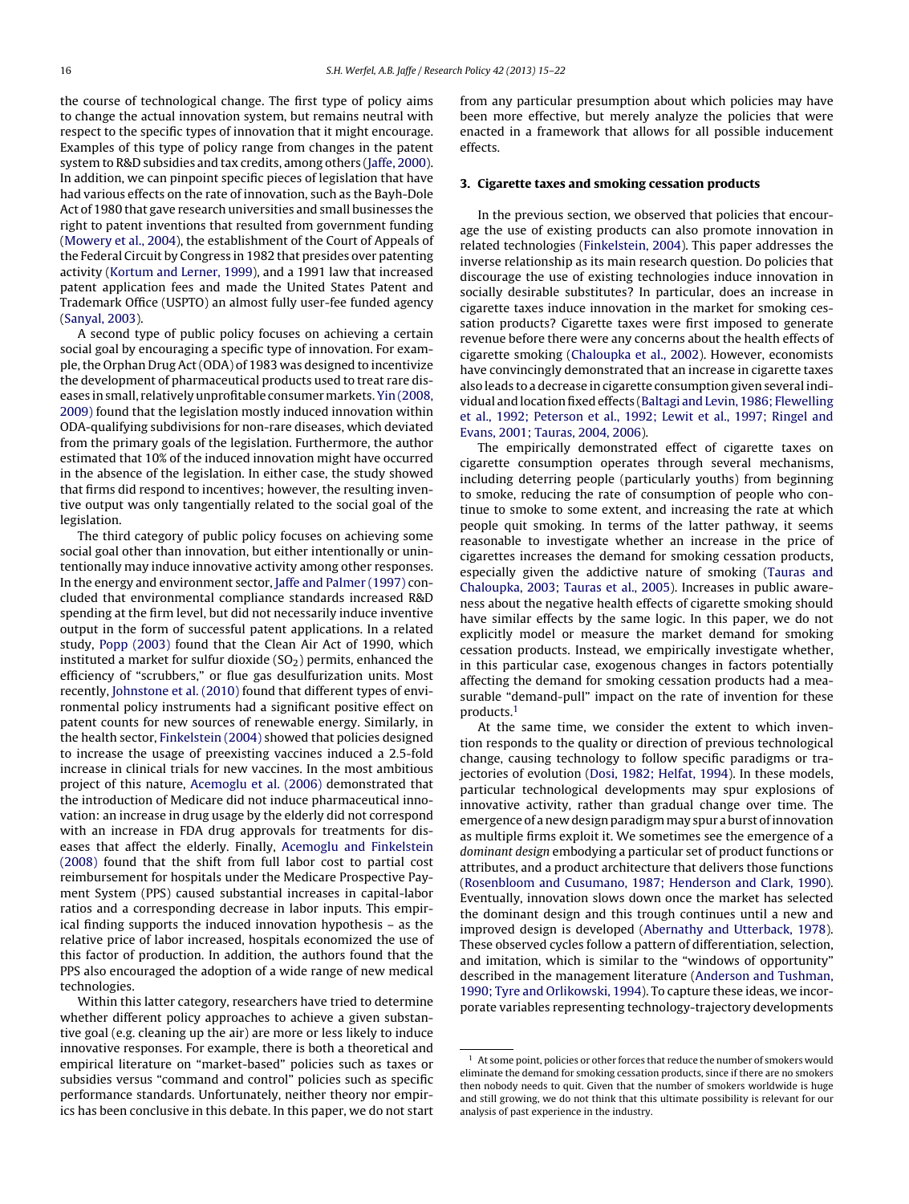the course of technological change. The first type of policy aims to change the actual innovation system, but remains neutral with respect to the specific types of innovation that it might encourage. Examples of this type of policy range from changes in the patent system to R&D subsidies and tax credits, among others (Jaffe, 2000). In addition, we can pinpoint specific pieces of legislation that have had various effects on the rate of innovation, such as the Bayh-Dole Act of 1980 that gave research universities and small businesses the right to patent inventions that resulted from government funding (Mowery et al., 2004), the establishment of the Court of Appeals of the Federal Circuit by Congress in 1982 that presides over patenting activity (Kortum and Lerner, 1999), and a 1991 law that increased patent application fees and made the United States Patent and Trademark Office (USPTO) an almost fully user-fee funded agency (Sanyal, 2003).

A second type of public policy focuses on achieving a certain social goal by encouraging a specific type of innovation. For example, the Orphan Drug Act (ODA) of 1983 was designed to incentivize the development of pharmaceutical products used to treat rare diseases in small, relatively unprofitable consumer markets. Yin (2008, 2009) found that the legislation mostly induced innovation within ODA-qualifying subdivisions for non-rare diseases, which deviated from the primary goals of the legislation. Furthermore, the author estimated that 10% of the induced innovation might have occurred in the absence of the legislation. In either case, the study showed that firms did respond to incentives; however, the resulting inventive output was only tangentially related to the social goal of the legislation.

The third category of public policy focuses on achieving some social goal other than innovation, but either intentionally or unintentionally may induce innovative activity among other responses. In the energy and environment sector, Jaffe and Palmer (1997) concluded that environmental compliance standards increased R&D spending at the firm level, but did not necessarily induce inventive output in the form of successful patent applications. In a related study, Popp (2003) found that the Clean Air Act of 1990, which instituted a market for sulfur dioxide ($SO_2$) permits, enhanced the efficiency of "scrubbers," or flue gas desulfurization units. Most recently, Johnstone et al. (2010) found that different types of environmental policy instruments had a significant positive effect on patent counts for new sources of renewable energy. Similarly, in the health sector, Finkelstein (2004) showed that policies designed to increase the usage of preexisting vaccines induced a 2.5-fold increase in clinical trials for new vaccines. In the most ambitious project of this nature, Acemoglu et al. (2006) demonstrated that the introduction of Medicare did not induce pharmaceutical innovation: an increase in drug usage by the elderly did not correspond with an increase in FDA drug approvals for treatments for diseases that affect the elderly. Finally, Acemoglu and Finkelstein (2008) found that the shift from full labor cost to partial cost reimbursement for hospitals under the Medicare Prospective Payment System (PPS) caused substantial increases in capital-labor ratios and a corresponding decrease in labor inputs. This empirical finding supports the induced innovation hypothesis – as the relative price of labor increased, hospitals economized the use of this factor of production. In addition, the authors found that the PPS also encouraged the adoption of a wide range of new medical technologies.

Within this latter category, researchers have tried to determine whether different policy approaches to achieve a given substantive goal (e.g. cleaning up the air) are more or less likely to induce innovative responses. For example, there is both a theoretical and empirical literature on "market-based" policies such as taxes or subsidies versus "command and control" policies such as specific performance standards. Unfortunately, neither theory nor empirics has been conclusive in this debate. In this paper, we do not start from any particular presumption about which policies may have been more effective, but merely analyze the policies that were enacted in a framework that allows for all possible inducement effects.

## 3. Cigarette taxes and smoking cessation products

In the previous section, we observed that policies that encourage the use of existing products can also promote innovation in related technologies (Finkelstein, 2004). This paper addresses the inverse relationship as its main research question. Do policies that discourage the use of existing technologies induce innovation in socially desirable substitutes? In particular, does an increase in cigarette taxes induce innovation in the market for smoking cessation products? Cigarette taxes were first imposed to generate revenue before there were any concerns about the health effects of cigarette smoking (Chaloupka et al., 2002). However, economists have convincingly demonstrated that an increase in cigarette taxes also leads to a decrease in cigarette consumption given several individual and location fixed effects (Baltagi and Levin, 1986; Flewelling et al., 1992; Peterson et al., 1992; Lewit et al., 1997; Ringel and Evans, 2001; Tauras, 2004, 2006).

The empirically demonstrated effect of cigarette taxes on cigarette consumption operates through several mechanisms, including deterring people (particularly youths) from beginning to smoke, reducing the rate of consumption of people who continue to smoke to some extent, and increasing the rate at which people quit smoking. In terms of the latter pathway, it seems reasonable to investigate whether an increase in the price of cigarettes increases the demand for smoking cessation products, especially given the addictive nature of smoking (Tauras and Chaloupka, 2003; Tauras et al., 2005). Increases in public awareness about the negative health effects of cigarette smoking should have similar effects by the same logic. In this paper, we do not explicitly model or measure the market demand for smoking cessation products. Instead, we empirically investigate whether, in this particular case, exogenous changes in factors potentially affecting the demand for smoking cessation products had a measurable "demand-pull" impact on the rate of invention for these products.[1]

At the same time, we consider the extent to which invention responds to the quality or direction of previous technological change, causing technology to follow specific paradigms or trajectories of evolution (Dosi, 1982; Helfat, 1994). In these models, particular technological developments may spur explosions of innovative activity, rather than gradual change over time. The emergence of a new design paradigm may spur a burst of innovation as multiple firms exploit it. We sometimes see the emergence of a *dominant design* embodying a particular set of product functions or attributes, and a product architecture that delivers those functions (Rosenbloom and Cusumano, 1987; Henderson and Clark, 1990). Eventually, innovation slows down once the market has selected the dominant design and this trough continues until a new and improved design is developed (Abernathy and Utterback, 1978). These observed cycles follow a pattern of differentiation, selection, and imitation, which is similar to the "windows of opportunity" described in the management literature (Anderson and Tushman, 1990; Tyre and Orlikowski, 1994). To capture these ideas, we incorporate variables representing technology-trajectory developments

[1] At some point, policies or other forces that reduce the number of smokers would eliminate the demand for smoking cessation products, since if there are no smokers then nobody needs to quit. Given that the number of smokers worldwide is huge and still growing, we do not think that this ultimate possibility is relevant for our analysis of past experience in the industry.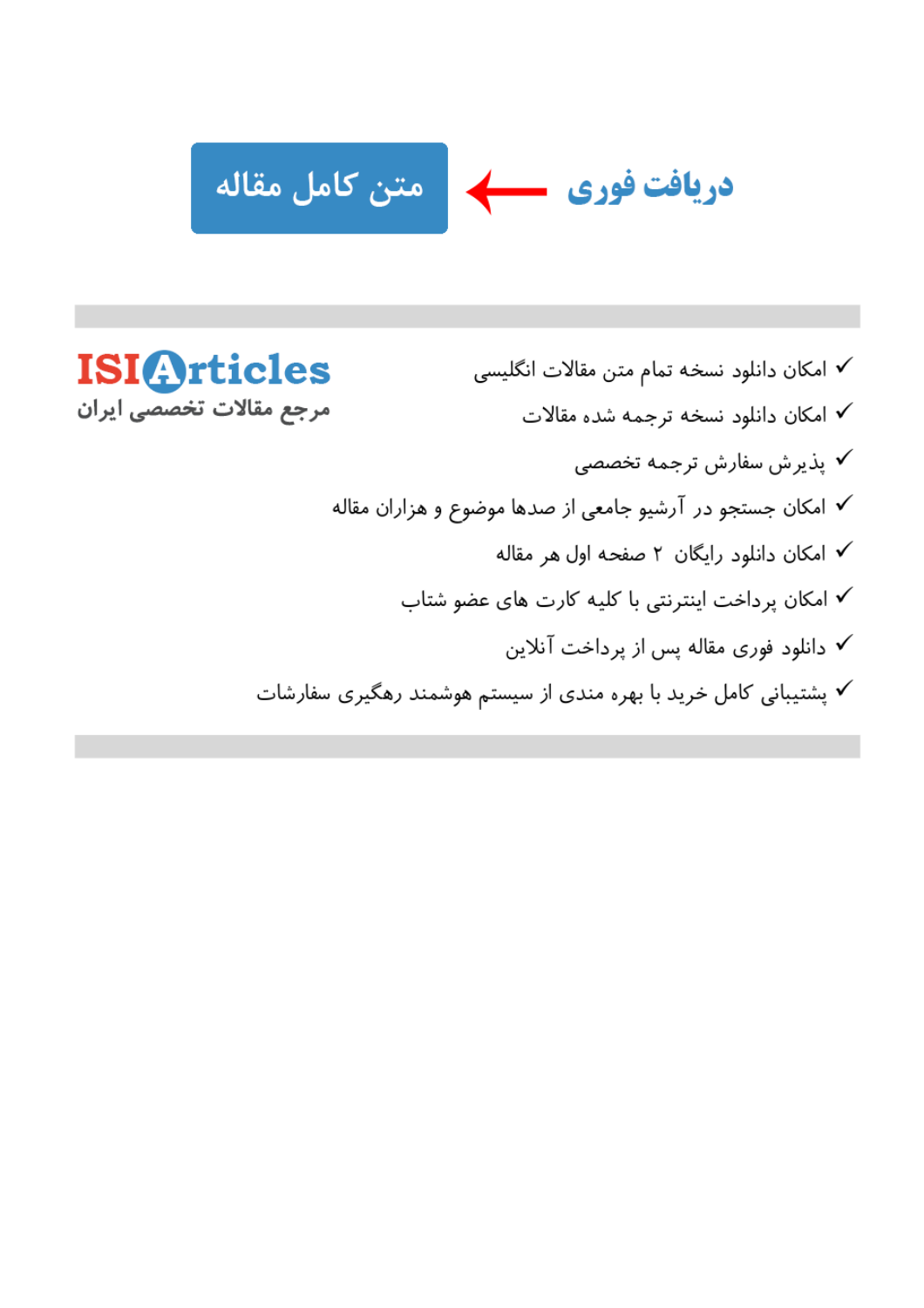دریافت فوری ← متن کامل مقاله

**ISIArticles**
مرجع مقالات تخصصی ایران

- ✓ امکان دانلود نسخه تمام متن مقالات انگلیسی
- ✓ امکان دانلود نسخه ترجمه شده مقالات
- ✓ پذیرش سفارش ترجمه تخصصی
- ✓ امکان جستجو در آرشیو جامعی از صدها موضوع و هزاران مقاله
- ✓ امکان دانلود رایگان ۲ صفحه اول هر مقاله
- ✓ امکان پرداخت اینترنتی با کلیه کارت های عضو شتاب
- ✓ دانلود فوری مقاله پس از پرداخت آنلاین
- ✓ پشتیبانی کامل خرید با بهره مندی از سیستم هوشمند رهگیری سفارشات